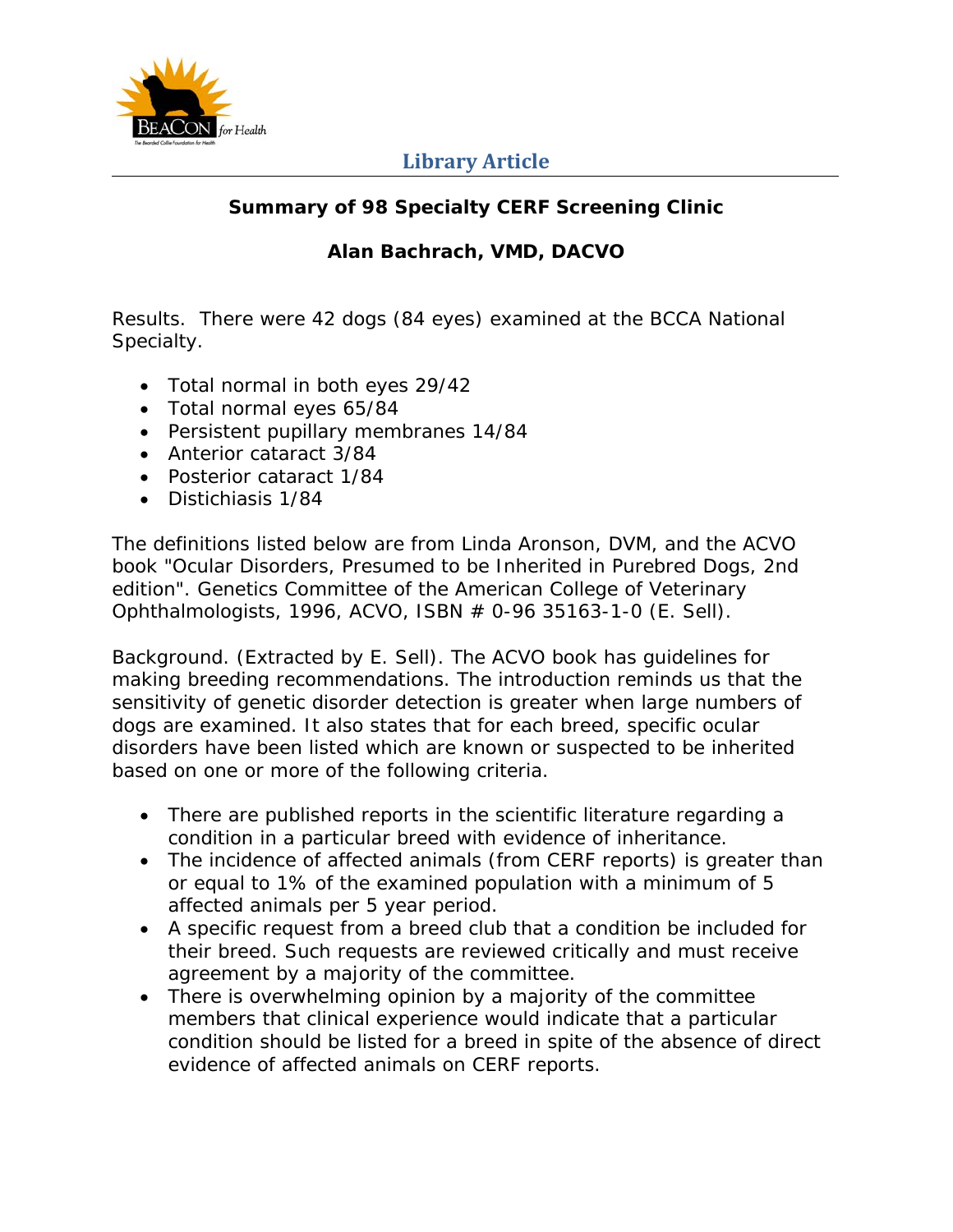Library Article

# Summary of 98 Specialty CERF Screening Clinic

## Alan Bachrach, VMD, DACVO

Results. There were 42 dogs (84 eyes) examined at the BCCA National Specialty.

- Total normal in both eyes 29/42
- Total normal eyes 65/84
- Persistent pupillary membranes 14/84
- Anterior cataract 3/84
- Posterior cataract 1/84
- Distichiasis 1/84

The definitions listed below are from Linda Aronson, DVM, and the ACVO book "Ocular Disorders, Presumed to be Inherited in Purebred Dogs, 2nd edition". Genetics Committee of the American College of Veterinary Ophthalmologists, 1996, ACVO, ISBN # 0-96 35163-1-0 (E. Sell).

Background. (Extracted by E. Sell). The ACVO book has guidelines for making breeding recommendations. The introduction reminds us that the sensitivity of genetic disorder detection is greater when large numbers of dogs are examined. It also states that for each breed, specific ocular disorders have been listed which are known or suspected to be inherited based on one or more of the following criteria.

- There are published reports in the scientific literature regarding a condition in a particular breed with evidence of inheritance.
- The incidence of affected animals (from CERF reports) is greater than or equal to 1% of the examined population with a minimum of 5 affected animals per 5 year period.
- A specific request from a breed club that a condition be included for their breed. Such requests are reviewed critically and must receive agreement by a majority of the committee.
- There is overwhelming opinion by a majority of the committee members that clinical experience would indicate that a particular condition should be listed for a breed in spite of the absence of direct evidence of affected animals on CERF reports.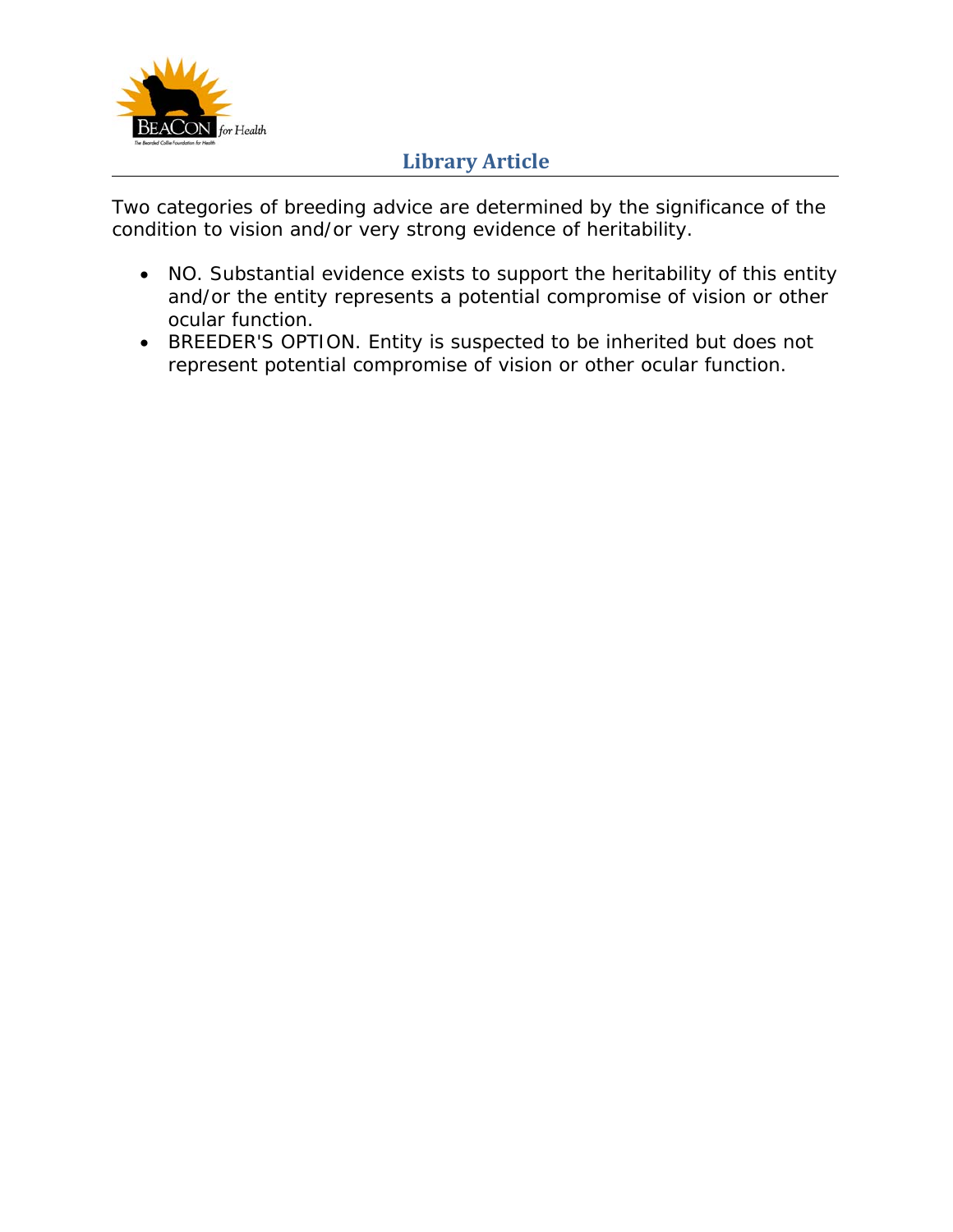Two categories of breeding advice are determined by the significance of the condition to vision and/or very strong evidence of heritability.

- NO. Substantial evidence exists to support the heritability of this entity and/or the entity represents a potential compromise of vision or other ocular function.
- BREEDER'S OPTION. Entity is suspected to be inherited but does not represent potential compromise of vision or other ocular function.